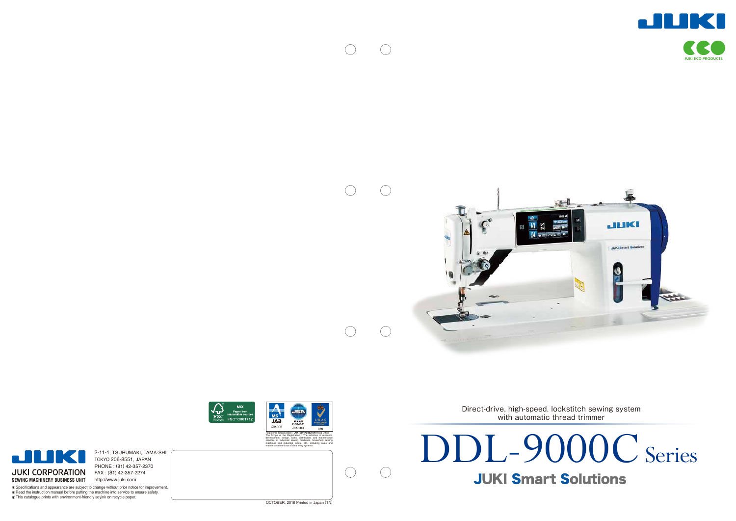JUKI ECO PRODUCTS

Direct-drive, high-speed, lockstitch sewing system with automatic thread trimmer

# DDL-9000C Series

## JUKI Smart Solutions

MIX
Paper from responsible sources
FSC® C001712

Registered Organization : JUKI CORPORATION Head Office
The Scope of the Registration : The activities of research, development, design, sales, distribution, and maintenance services of industrial sewing machines, household sewing machines and industrial robots, etc. including sales and maintenance services of data entry systems.

JUKI CORPORATION
SEWING MACHINERY BUSINESS UNIT

2-11-1, TSURUMAKI, TAMA-SHI,
TOKYO 206-8551, JAPAN
PHONE : (81) 42-357-2370
FAX : (81) 42-357-2274
http://www.juki.com

* Specifications and appearance are subject to change without prior notice for improvement.
* Read the instruction manual before putting the machine into service to ensure safety.
* This catalogue prints with environment-friendly soyink on recycle paper.

OCTOBER, 2016 Printed in Japan (TN)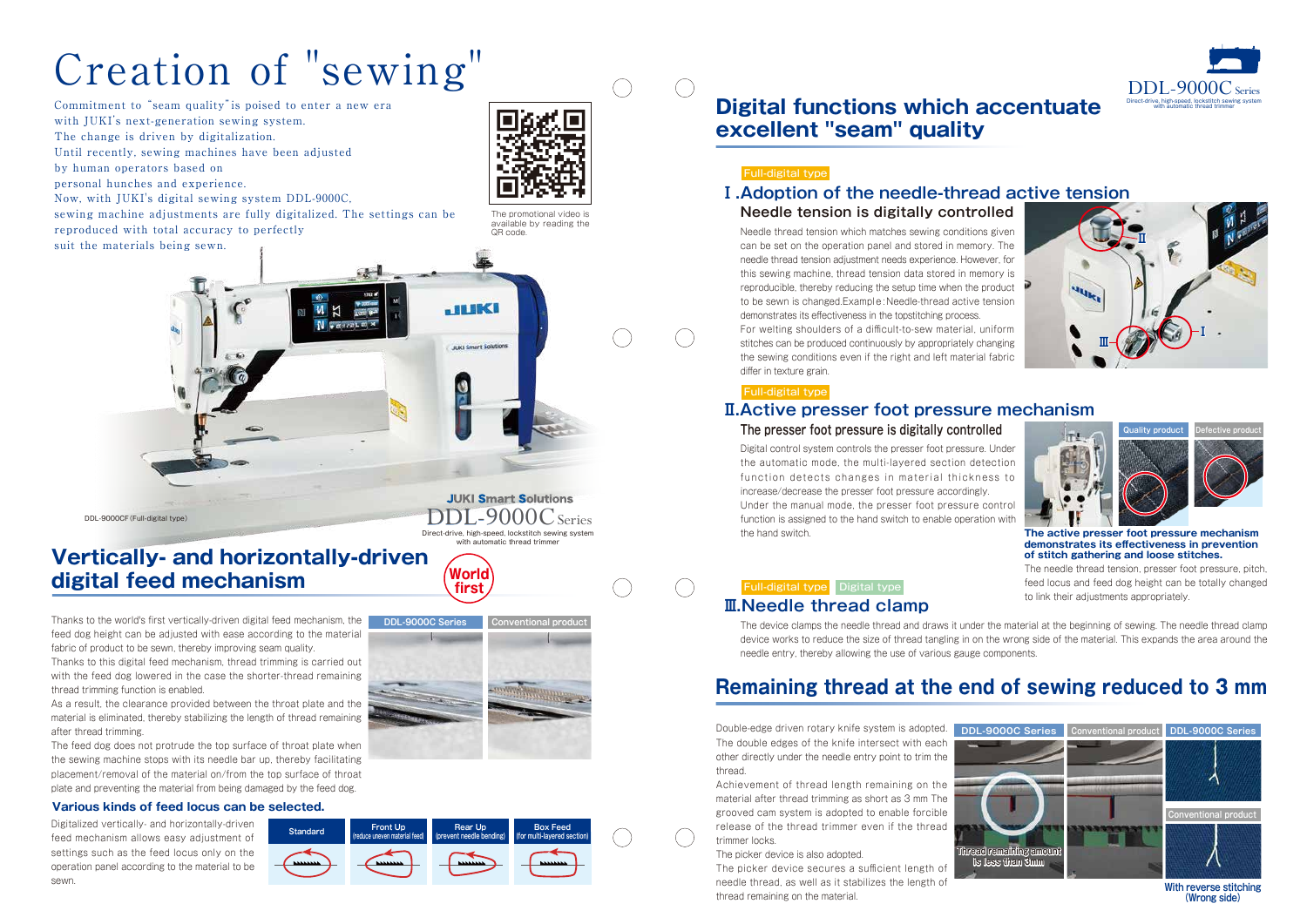# Creation of "sewing"

Commitment to "seam quality" is poised to enter a new era with JUKI's next-generation sewing system. The change is driven by digitalization. Until recently, sewing machines have been adjusted by human operators based on personal hunches and experience. Now, with JUKI's digital sewing system DDL-9000C, sewing machine adjustments are fully digitalized. The settings can be reproduced with total accuracy to perfectly suit the materials being sewn.

The promotional video is available by reading the QR code.

DDL-9000CF (Full-digital type)

JUKI Smart Solutions
DDL-9000C Series
Direct-drive, high-speed, lockstitch sewing system with automatic thread trimmer

## Vertically- and horizontally-driven digital feed mechanism

World first

Thanks to the world's first vertically-driven digital feed mechanism, the feed dog height can be adjusted with ease according to the material fabric of product to be sewn, thereby improving seam quality.

Thanks to this digital feed mechanism, thread trimming is carried out with the feed dog lowered in the case the shorter-thread remaining thread trimming function is enabled.

As a result, the clearance provided between the throat plate and the material is eliminated, thereby stabilizing the length of thread remaining after thread trimming.

The feed dog does not protrude the top surface of throat plate when the sewing machine stops with its needle bar up, thereby facilitating placement/removal of the material on/from the top surface of throat plate and preventing the material from being damaged by the feed dog.

DDL-9000C Series | Conventional product

### Various kinds of feed locus can be selected.

Digitalized vertically- and horizontally-driven feed mechanism allows easy adjustment of settings such as the feed locus only on the operation panel according to the material to be sewn.

| Standard | Front Up (reduce uneven material feed) | Rear Up (prevent needle bending) | Box Feed (for multi-layered section) |
|---|---|---|---|

DDL-9000C Series
Direct-drive, high-speed, lockstitch sewing system with automatic thread trimmer

## Digital functions which accentuate excellent "seam" quality

Full-digital type

### I. Adoption of the needle-thread active tension

**Needle tension is digitally controlled**

Needle thread tension which matches sewing conditions given can be set on the operation panel and stored in memory. The needle thread tension adjustment needs experience. However, for this sewing machine, thread tension data stored in memory is reproducible, thereby reducing the setup time when the product to be sewn is changed. Example: Needle-thread active tension demonstrates its effectiveness in the topstitching process.

For welting shoulders of a difficult-to-sew material, uniform stitches can be produced continuously by appropriately changing the sewing conditions even if the right and left material fabric differ in texture grain.

Full-digital type

### II. Active presser foot pressure mechanism

**The presser foot pressure is digitally controlled**

Digital control system controls the presser foot pressure. Under the automatic mode, the multi-layered section detection function detects changes in material thickness to increase/decrease the presser foot pressure accordingly.

Under the manual mode, the presser foot pressure control function is assigned to the hand switch to enable operation with the hand switch.

Quality product | Defective product

**The active presser foot pressure mechanism demonstrates its effectiveness in prevention of stitch gathering and loose stitches.**

The needle thread tension, presser foot pressure, pitch, feed locus and feed dog height can be totally changed to link their adjustments appropriately.

Full-digital type | Digital type

### III. Needle thread clamp

The device clamps the needle thread and draws it under the material at the beginning of sewing. The needle thread clamp device works to reduce the size of thread tangling in on the wrong side of the material. This expands the area around the needle entry, thereby allowing the use of various gauge components.

## Remaining thread at the end of sewing reduced to 3 mm

Double-edge driven rotary knife system is adopted. The double edges of the knife intersect with each other directly under the needle entry point to trim the thread.

Achievement of thread length remaining on the material after thread trimming as short as 3 mm The grooved cam system is adopted to enable forcible release of the thread trimmer even if the thread trimmer locks.

The picker device is also adopted.

The picker device secures a sufficient length of needle thread, as well as it stabilizes the length of thread remaining on the material.

DDL-9000C Series | Conventional product | DDL-9000C Series / Conventional product

Thread remaining amount is less than 3mm

With reverse stitching (Wrong side)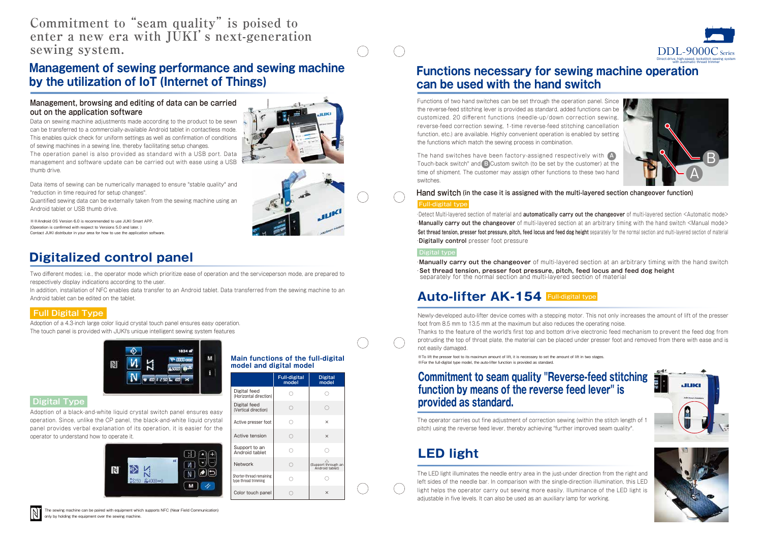# Commitment to "seam quality" is poised to enter a new era with JUKI's next-generation sewing system.

## Management of sewing performance and sewing machine by the utilization of IoT (Internet of Things)

### Management, browsing and editing of data can be carried out on the application software

Data on sewing machine adjustments made according to the product to be sewn can be transferred to a commercially-available Android tablet in contactless mode. This enables quick check for uniform settings as well as confirmation of conditions of sewing machines in a sewing line, thereby facilitating setup changes.
The operation panel is also provided as standard with a USB port. Data management and software update can be carried out with ease using a USB thumb drive.

Data items of sewing can be numerically managed to ensure "stable quality" and "reduction in time required for setup changes".
Quantified sewing data can be externally taken from the sewing machine using an Android tablet or USB thumb drive.

※※Android OS Version 6.0 is recommended to use JUKI Smart APP.
(Operation is confirmed with respect to Versions 5.0 and later. )
Contact JUKI distributor in your area for how to use the application software.

## Digitalized control panel

Two different modes; i.e., the operator mode which prioritize ease of operation and the serviceperson mode, are prepared to respectively display indications according to the user.
In addition, installation of NFC enables data transfer to an Android tablet. Data transferred from the sewing machine to an Android tablet can be edited on the tablet.

### Full Digital Type

Adoption of a 4.3-inch large color liquid crystal touch panel ensures easy operation.
The touch panel is provided with JUKI's unique intelligent sewing system features

### Digital Type

Adoption of a black-and-white liquid crystal switch panel ensures easy operation. Since, unlike the CP panel, the black-and-white liquid crystal panel provides verbal explanation of its operation, it is easier for the operator to understand how to operate it.

### Main functions of the full-digital model and digital model

| | Full-digital model | Digital model |
|---|---|---|
| Digital feed (Horizontal direction) | ○ | ○ |
| Digital feed (Vertical direction) | ○ | ○ |
| Active presser foot | ○ | × |
| Active tension | ○ | × |
| Support to an Android tablet | ○ | ○ |
| Network | ○ | △ (Support through an Android tablet) |
| Shorter-thread remaining type thread trimming | ○ | ○ |
| Color touch panel | ○ | × |

The sewing machine can be paired with equipment which supports NFC (Near Field Communication) only by holding the equipment over the sewing machine.

DDL-9000C Series
Direct-drive, high-speed, lockstitch sewing system with automatic thread trimmer

## Functions necessary for sewing machine operation can be used with the hand switch

Functions of two hand switches can be set through the operation panel. Since the reverse-feed stitching lever is provided as standard, added functions can be customized. 20 different functions (needle-up/down correction sewing, reverse-feed correction sewing, 1-time reverse-feed stitching cancellation function, etc.) are available. Highly convenient operation is enabled by setting the functions which match the sewing process in combination.

The hand switches have been factory-assigned respectively with Ⓐ Touch-back switch" and Ⓑ Custom switch (to be set by the customer) at the time of shipment. The customer may assign other functions to these two hand switches.

### Hand switch (in the case it is assigned with the multi-layered section changeover function)

**Full-digital type**

- Detect Multi-layered section of material and **automatically carry out the changeover** of multi-layered section <Automatic mode>
- **Manually carry out the changeover** of multi-layered section at an arbitrary timing with the hand switch <Manual mode>
- **Set thread tension, presser foot pressure, pitch, feed locus and feed dog height** separately for the normal section and multi-layered section of material
- **Digitally control** presser foot pressure

**Digital type**

- **Manually carry out the changeover** of multi-layered section at an arbitrary timing with the hand switch
- **Set thread tension, presser foot pressure, pitch, feed locus and feed dog height** separately for the normal section and multi-layered section of material

## Auto-lifter AK-154 Full-digital type

Newly-developed auto-lifter device comes with a stepping motor. This not only increases the amount of lift of the presser foot from 8.5 mm to 13.5 mm at the maximum but also reduces the operating noise.
Thanks to the feature of the world's first top and bottom drive electronic feed mechanism to prevent the feed dog from protruding the top of throat plate, the material can be placed under presser foot and removed from there with ease and is not easily damaged.

※To lift the presser foot to its maximum amount of lift, it is necessary to set the amount of lift in two stages.
※For the full-digital type model, the auto-lifter function is provided as standard.

## Commitment to seam quality "Reverse-feed stitching function by means of the reverse feed lever" is provided as standard.

The operator carries out fine adjustment of correction sewing (within the stitch length of 1 pitch) using the reverse feed lever, thereby achieving "further improved seam quality".

## LED light

The LED light illuminates the needle entry area in the just-under direction from the right and left sides of the needle bar. In comparison with the single-direction illumination, this LED light helps the operator carry out sewing more easily. Illuminance of the LED light is adjustable in five levels. It can also be used as an auxiliary lamp for working.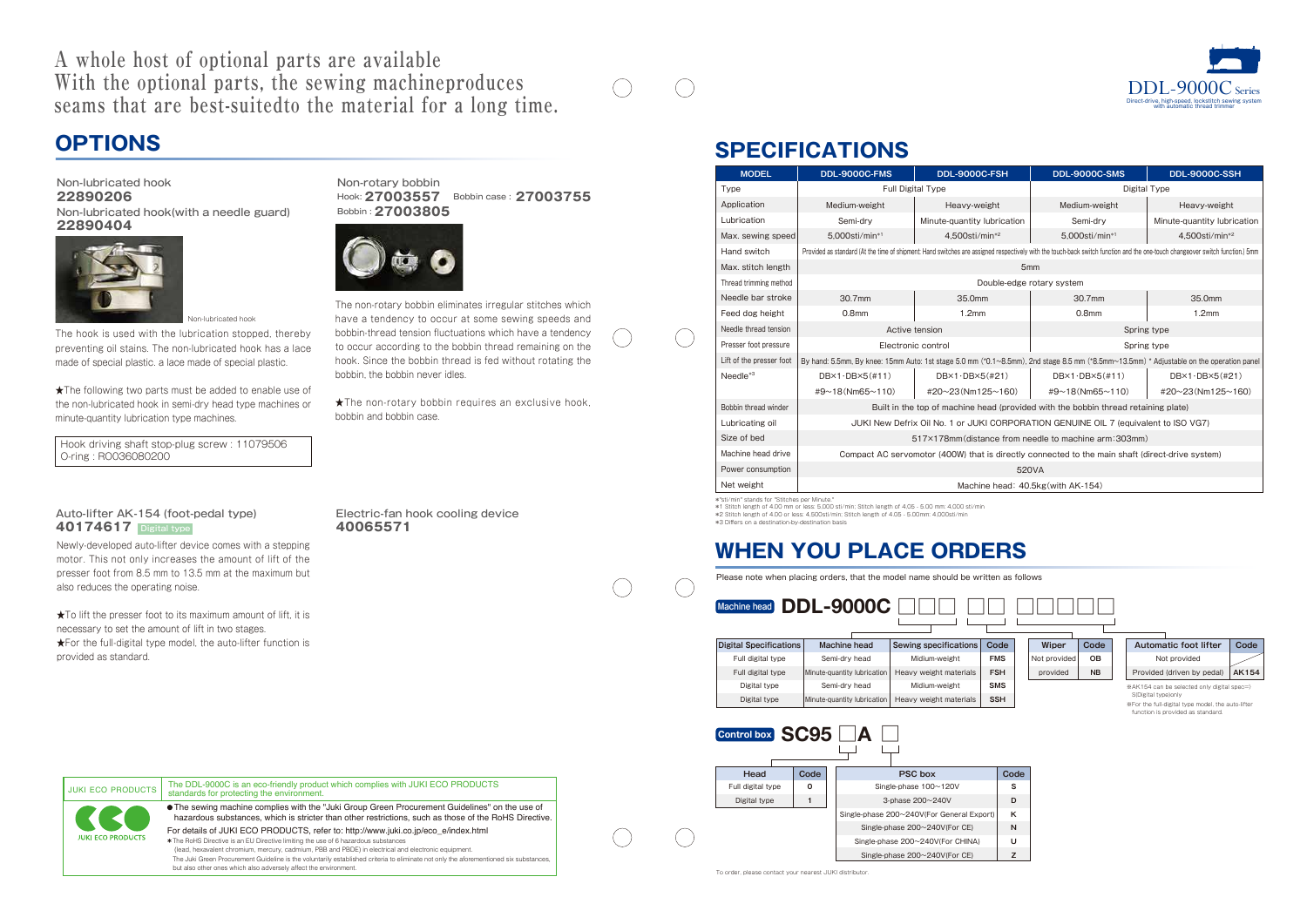A whole host of optional parts are available
With the optional parts, the sewing machineproduces seams that are best-suitedto the material for a long time.

DDL-9000C Series
Direct-drive, high-speed, lockstitch sewing system with automatic thread trimmer

# OPTIONS

Non-lubricated hook
**22890206**
Non-lubricated hook(with a needle guard)
**22890404**

Non-lubricated hook

The hook is used with the lubrication stopped, thereby preventing oil stains. The non-lubricated hook has a lace made of special plastic. a lace made of special plastic.

★The following two parts must be added to enable use of the non-lubricated hook in semi-dry head type machines or minute-quantity lubrication type machines.

Hook driving shaft stop-plug screw : 11079506
O-ring : RO036080200

Non-rotary bobbin
Hook: **27003557** Bobbin case : **27003755**
Bobbin : **27003805**

The non-rotary bobbin eliminates irregular stitches which have a tendency to occur at some sewing speeds and bobbin-thread tension fluctuations which have a tendency to occur according to the bobbin thread remaining on the hook. Since the bobbin thread is fed without rotating the bobbin, the bobbin never idles.

★The non-rotary bobbin requires an exclusive hook, bobbin and bobbin case.

Auto-lifter AK-154 (foot-pedal type)
**40174617** Digital type

Newly-developed auto-lifter device comes with a stepping motor. This not only increases the amount of lift of the presser foot from 8.5 mm to 13.5 mm at the maximum but also reduces the operating noise.

★To lift the presser foot to its maximum amount of lift, it is necessary to set the amount of lift in two stages.
★For the full-digital type model, the auto-lifter function is provided as standard.

Electric-fan hook cooling device
**40065571**

JUKI ECO PRODUCTS

The DDL-9000C is an eco-friendly product which complies with JUKI ECO PRODUCTS standards for protecting the environment.

● The sewing machine complies with the "Juki Group Green Procurement Guidelines" on the use of hazardous substances, which is stricter than other restrictions, such as those of the RoHS Directive.

For details of JUKI ECO PRODUCTS, refer to: http://www.juki.co.jp/eco_e/index.html

＊The RoHS Directive is an EU Directive limiting the use of 6 hazardous substances (lead, hexavalent chromium, mercury, cadmium, PBB and PBDE) in electrical and electronic equipment.
The Juki Green Procurement Guideline is the voluntarily established criteria to eliminate not only the aforementioned six substances, but also other ones which also adversely affect the environment.

# SPECIFICATIONS

| MODEL | DDL-9000C-FMS | DDL-9000C-FSH | DDL-9000C-SMS | DDL-9000C-SSH |
|---|---|---|---|---|
| Type | Full Digital Type | | Digital Type | |
| Application | Medium-weight | Heavy-weight | Medium-weight | Heavy-weight |
| Lubrication | Semi-dry | Minute-quantity lubrication | Semi-dry | Minute-quantity lubrication |
| Max. sewing speed | 5,000sti/min*1 | 4,500sti/min*2 | 5,000sti/min*1 | 4,500sti/min*2 |
| Hand switch | Provided as standard (At the time of shipment: Hand switches are assigned respectively with the touch-back switch function and the one-touch changeover switch function.) 5mm | | | |
| Max. stitch length | 5mm | | | |
| Thread trimming method | Double-edge rotary system | | | |
| Needle bar stroke | 30.7mm | 35.0mm | 30.7mm | 35.0mm |
| Feed dog height | 0.8mm | 1.2mm | 0.8mm | 1.2mm |
| Needle thread tension | Active tension | | Spring type | |
| Presser foot pressure | Electronic control | | Spring type | |
| Lift of the presser foot | By hand: 5.5mm, By knee: 15mm Auto: 1st stage 5.0 mm (*0.1~8.5mm), 2nd stage 8.5 mm (*8.5mm~13.5mm) * Adjustable on the operation panel | | | |
| Needle*3 | DB×1·DB×5(#11) #9~18(Nm65~110) | DB×1·DB×5(#21) #20~23(Nm125~160) | DB×1·DB×5(#11) #9~18(Nm65~110) | DB×1·DB×5(#21) #20~23(Nm125~160) |
| Bobbin thread winder | Built in the top of machine head (provided with the bobbin thread retaining plate) | | | |
| Lubricating oil | JUKI New Defrix Oil No. 1 or JUKI CORPORATION GENUINE OIL 7 (equivalent to ISO VG7) | | | |
| Size of bed | 517×178mm(distance from needle to machine arm:303mm) | | | |
| Machine head drive | Compact AC servomotor (400W) that is directly connected to the main shaft (direct-drive system) | | | |
| Power consumption | 520VA | | | |
| Net weight | Machine head: 40.5kg(with AK-154) | | | |

＊"sti/min" stands for "Stitches per Minute."
＊1 Stitch length of 4.00 mm or less: 5,000 sti/min; Stitch length of 4.05 - 5.00 mm: 4,000 sti/min
＊2 Stitch length of 4.00 or less: 4,500sti/min; Stitch length of 4.05 - 5.00mm: 4,000sti/min
＊3 Differs on a destination-by-destination basis

# WHEN YOU PLACE ORDERS

Please note when placing orders, that the model name should be written as follows

Machine head **DDL-9000C** □□□ □□ □□□□□

| Digital Specifications | Machine head | Sewing specifications | Code |
|---|---|---|---|
| Full digital type | Semi-dry head | Midium-weight | FMS |
| Full digital type | Minute-quantity lubrication | Heavy weight materials | FSH |
| Digital type | Semi-dry head | Midium-weight | SMS |
| Digital type | Minute-quantity lubrication | Heavy weight materials | SSH |

| Wiper | Code |
|---|---|
| Not provided | OB |
| provided | NB |

| Automatic foot lifter | Code |
|---|---|
| Not provided | |
| Provided (driven by pedal) | AK154 |

※AK154 can be selected only digital spec(=S(Digital type)only
※For the full-digital type model, the auto-lifter function is provided as standard.

Control box **SC95** □**A** □

| Head | Code |
|---|---|
| Full digital type | 0 |
| Digital type | 1 |

| PSC box | Code |
|---|---|
| Single-phase 100~120V | S |
| 3-phase 200~240V | D |
| Single-phase 200~240V(For General Export) | K |
| Single-phase 200~240V(For CE) | N |
| Single-phase 200~240V(For CHINA) | U |
| Single-phase 200~240V(For CE) | Z |

To order, please contact your nearest JUKI distributor.